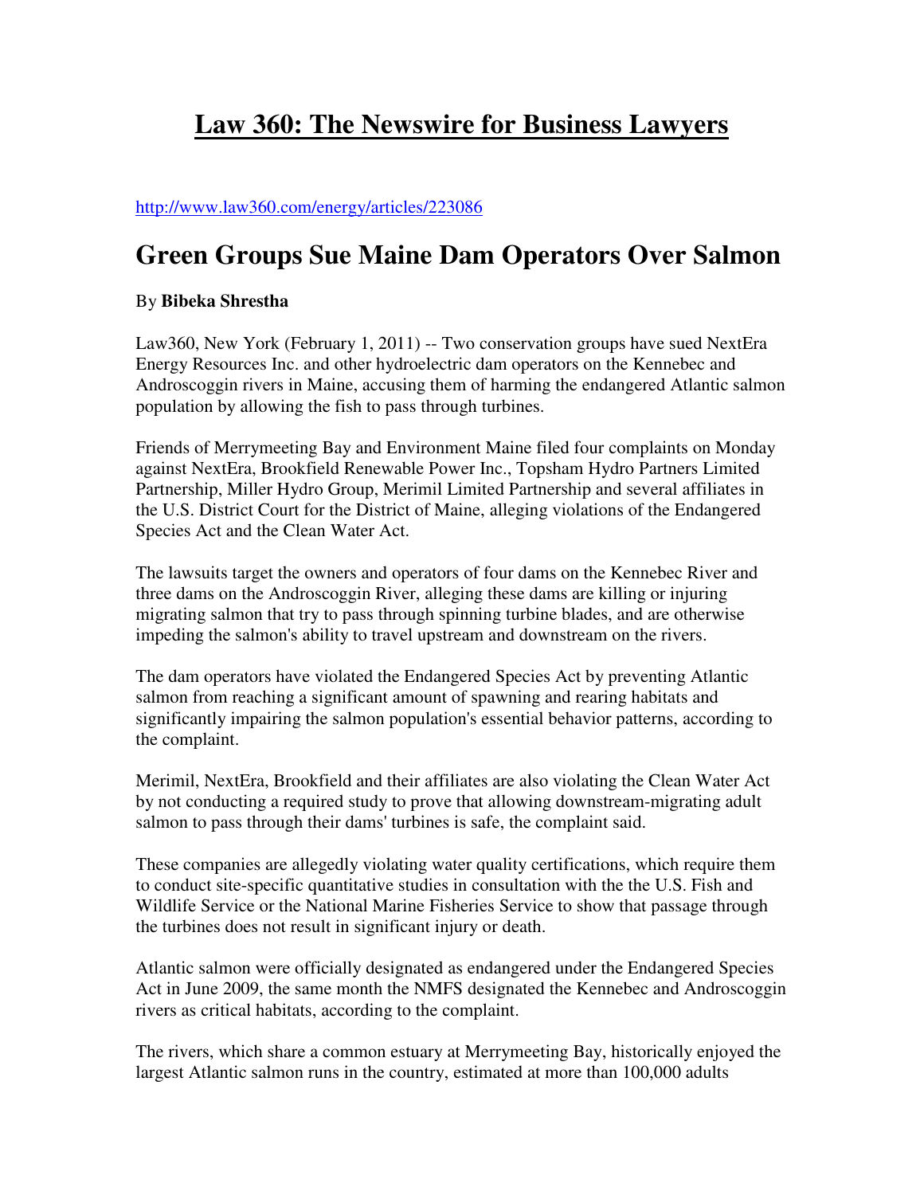# Law 360: The Newswire for Business Lawyers

http://www.law360.com/energy/articles/223086

## Green Groups Sue Maine Dam Operators Over Salmon

By **Bibeka Shrestha**

Law360, New York (February 1, 2011) -- Two conservation groups have sued NextEra Energy Resources Inc. and other hydroelectric dam operators on the Kennebec and Androscoggin rivers in Maine, accusing them of harming the endangered Atlantic salmon population by allowing the fish to pass through turbines.

Friends of Merrymeeting Bay and Environment Maine filed four complaints on Monday against NextEra, Brookfield Renewable Power Inc., Topsham Hydro Partners Limited Partnership, Miller Hydro Group, Merimil Limited Partnership and several affiliates in the U.S. District Court for the District of Maine, alleging violations of the Endangered Species Act and the Clean Water Act.

The lawsuits target the owners and operators of four dams on the Kennebec River and three dams on the Androscoggin River, alleging these dams are killing or injuring migrating salmon that try to pass through spinning turbine blades, and are otherwise impeding the salmon's ability to travel upstream and downstream on the rivers.

The dam operators have violated the Endangered Species Act by preventing Atlantic salmon from reaching a significant amount of spawning and rearing habitats and significantly impairing the salmon population's essential behavior patterns, according to the complaint.

Merimil, NextEra, Brookfield and their affiliates are also violating the Clean Water Act by not conducting a required study to prove that allowing downstream-migrating adult salmon to pass through their dams' turbines is safe, the complaint said.

These companies are allegedly violating water quality certifications, which require them to conduct site-specific quantitative studies in consultation with the the U.S. Fish and Wildlife Service or the National Marine Fisheries Service to show that passage through the turbines does not result in significant injury or death.

Atlantic salmon were officially designated as endangered under the Endangered Species Act in June 2009, the same month the NMFS designated the Kennebec and Androscoggin rivers as critical habitats, according to the complaint.

The rivers, which share a common estuary at Merrymeeting Bay, historically enjoyed the largest Atlantic salmon runs in the country, estimated at more than 100,000 adults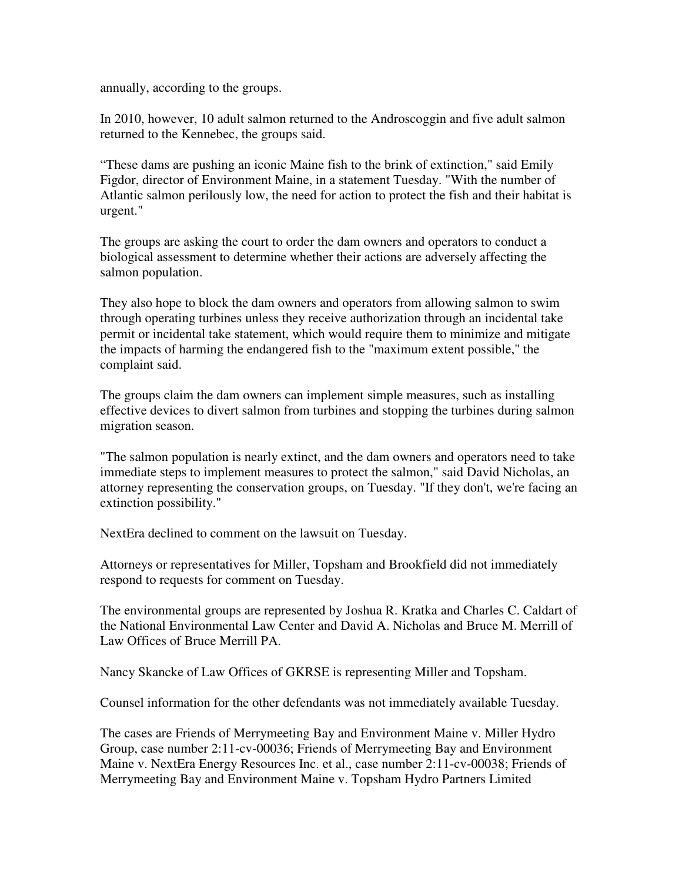annually, according to the groups.

In 2010, however, 10 adult salmon returned to the Androscoggin and five adult salmon returned to the Kennebec, the groups said.

“These dams are pushing an iconic Maine fish to the brink of extinction," said Emily Figdor, director of Environment Maine, in a statement Tuesday. "With the number of Atlantic salmon perilously low, the need for action to protect the fish and their habitat is urgent."

The groups are asking the court to order the dam owners and operators to conduct a biological assessment to determine whether their actions are adversely affecting the salmon population.

They also hope to block the dam owners and operators from allowing salmon to swim through operating turbines unless they receive authorization through an incidental take permit or incidental take statement, which would require them to minimize and mitigate the impacts of harming the endangered fish to the "maximum extent possible," the complaint said.

The groups claim the dam owners can implement simple measures, such as installing effective devices to divert salmon from turbines and stopping the turbines during salmon migration season.

"The salmon population is nearly extinct, and the dam owners and operators need to take immediate steps to implement measures to protect the salmon," said David Nicholas, an attorney representing the conservation groups, on Tuesday. "If they don't, we're facing an extinction possibility."

NextEra declined to comment on the lawsuit on Tuesday.

Attorneys or representatives for Miller, Topsham and Brookfield did not immediately respond to requests for comment on Tuesday.

The environmental groups are represented by Joshua R. Kratka and Charles C. Caldart of the National Environmental Law Center and David A. Nicholas and Bruce M. Merrill of Law Offices of Bruce Merrill PA.

Nancy Skancke of Law Offices of GKRSE is representing Miller and Topsham.

Counsel information for the other defendants was not immediately available Tuesday.

The cases are Friends of Merrymeeting Bay and Environment Maine v. Miller Hydro Group, case number 2:11-cv-00036; Friends of Merrymeeting Bay and Environment Maine v. NextEra Energy Resources Inc. et al., case number 2:11-cv-00038; Friends of Merrymeeting Bay and Environment Maine v. Topsham Hydro Partners Limited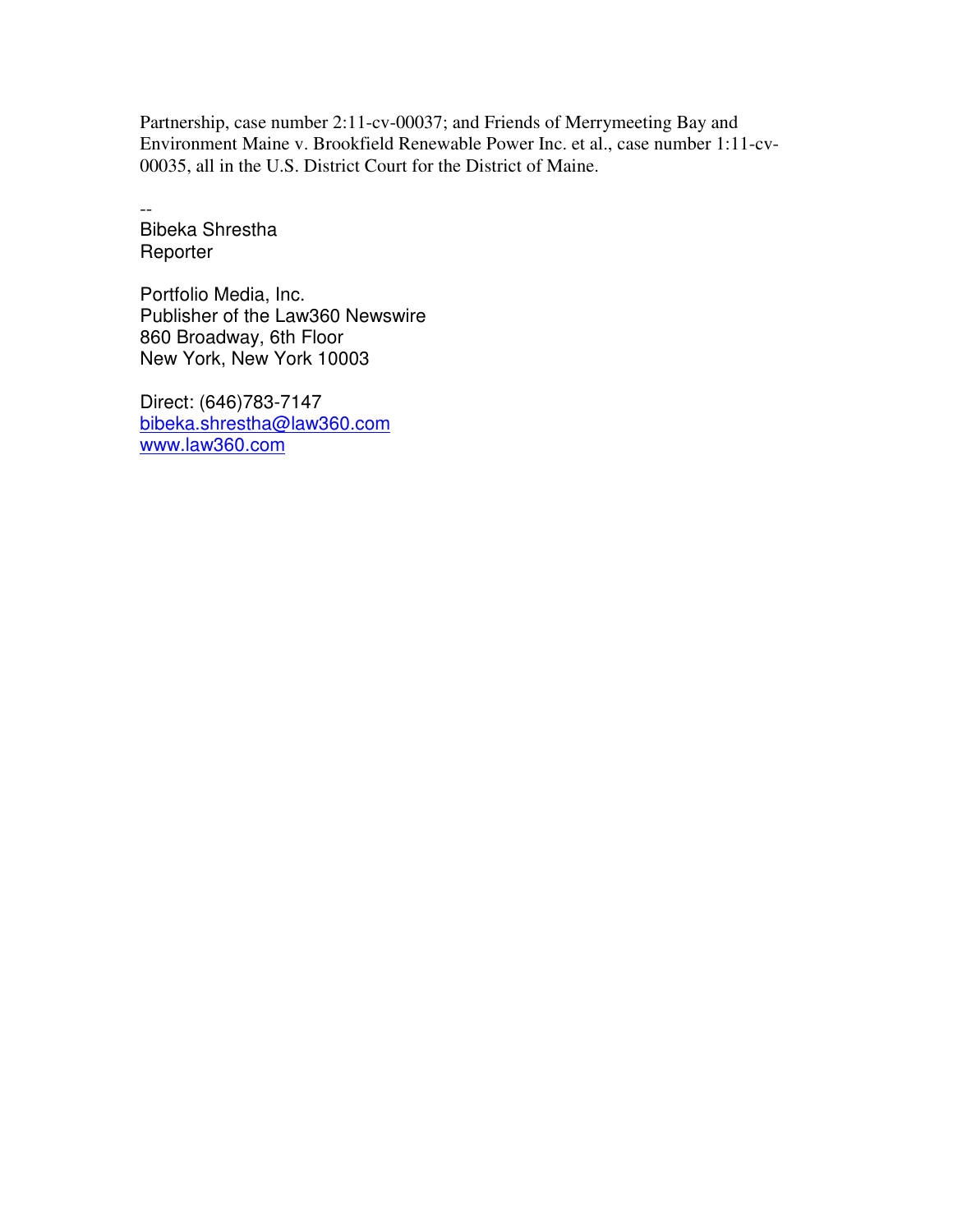Partnership, case number 2:11-cv-00037; and Friends of Merrymeeting Bay and Environment Maine v. Brookfield Renewable Power Inc. et al., case number 1:11-cv-00035, all in the U.S. District Court for the District of Maine.

--
Bibeka Shrestha
Reporter

Portfolio Media, Inc.
Publisher of the Law360 Newswire
860 Broadway, 6th Floor
New York, New York 10003

Direct: (646)783-7147
bibeka.shrestha@law360.com
www.law360.com